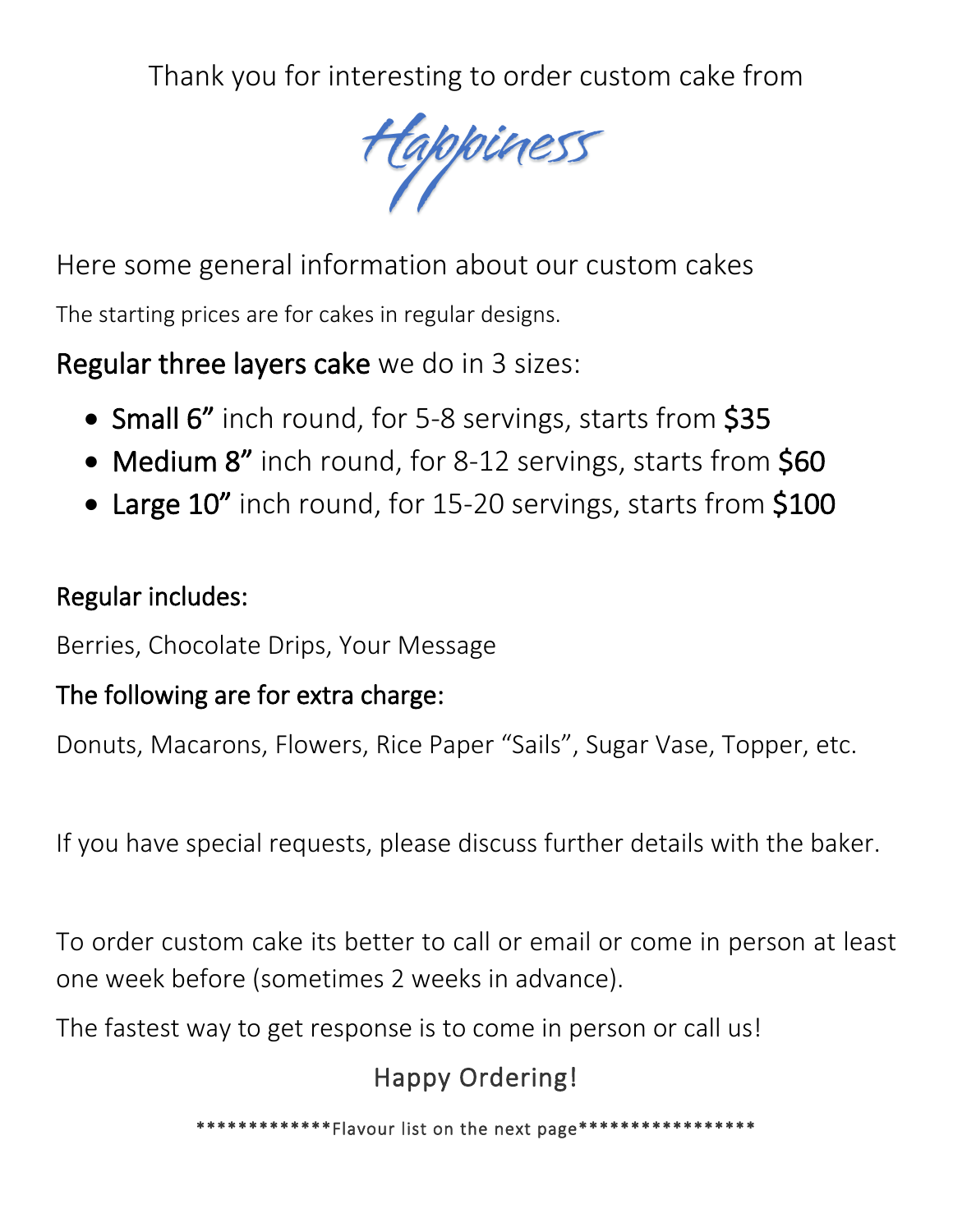Thank you for interesting to order custom cake from

Happiness

Here some general information about our custom cakes

The starting prices are for cakes in regular designs.

**Regular three layers cake** we do in 3 sizes:

- **Small 6”** inch round, for 5-8 servings, starts from **$35**
- **Medium 8”** inch round, for 8-12 servings, starts from **$60**
- **Large 10”** inch round, for 15-20 servings, starts from **$100**

**Regular includes:**

Berries, Chocolate Drips, Your Message

**The following are for extra charge:**

Donuts, Macarons, Flowers, Rice Paper “Sails”, Sugar Vase, Topper, etc.

If you have special requests, please discuss further details with the baker.

To order custom cake its better to call or email or come in person at least one week before (sometimes 2 weeks in advance).

The fastest way to get response is to come in person or call us!

Happy Ordering!

*************Flavour list on the next page*****************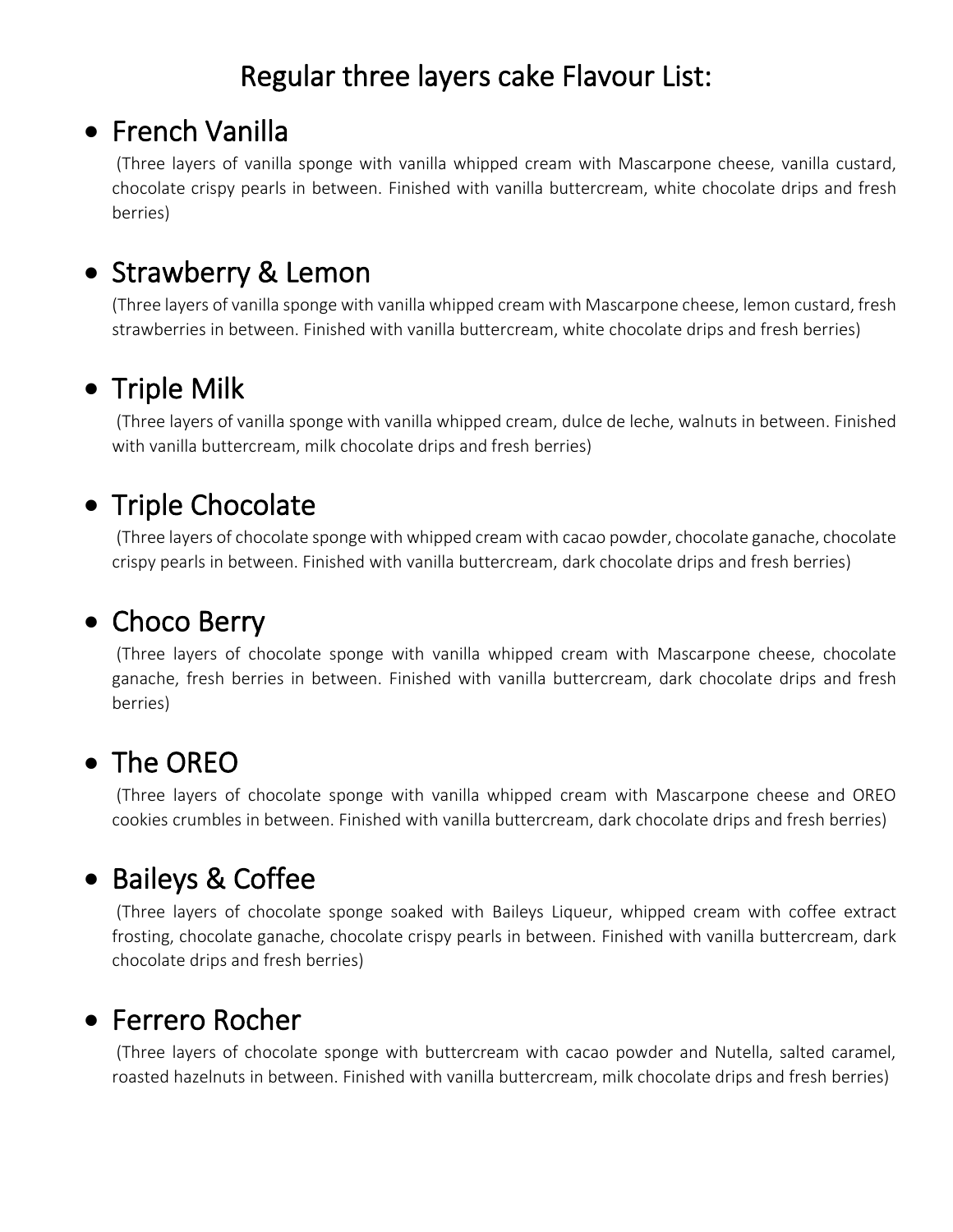# Regular three layers cake Flavour List:

- ## French Vanilla

  (Three layers of vanilla sponge with vanilla whipped cream with Mascarpone cheese, vanilla custard, chocolate crispy pearls in between. Finished with vanilla buttercream, white chocolate drips and fresh berries)

- ## Strawberry & Lemon

  (Three layers of vanilla sponge with vanilla whipped cream with Mascarpone cheese, lemon custard, fresh strawberries in between. Finished with vanilla buttercream, white chocolate drips and fresh berries)

- ## Triple Milk

  (Three layers of vanilla sponge with vanilla whipped cream, dulce de leche, walnuts in between. Finished with vanilla buttercream, milk chocolate drips and fresh berries)

- ## Triple Chocolate

  (Three layers of chocolate sponge with whipped cream with cacao powder, chocolate ganache, chocolate crispy pearls in between. Finished with vanilla buttercream, dark chocolate drips and fresh berries)

- ## Choco Berry

  (Three layers of chocolate sponge with vanilla whipped cream with Mascarpone cheese, chocolate ganache, fresh berries in between. Finished with vanilla buttercream, dark chocolate drips and fresh berries)

- ## The OREO

  (Three layers of chocolate sponge with vanilla whipped cream with Mascarpone cheese and OREO cookies crumbles in between. Finished with vanilla buttercream, dark chocolate drips and fresh berries)

- ## Baileys & Coffee

  (Three layers of chocolate sponge soaked with Baileys Liqueur, whipped cream with coffee extract frosting, chocolate ganache, chocolate crispy pearls in between. Finished with vanilla buttercream, dark chocolate drips and fresh berries)

- ## Ferrero Rocher

  (Three layers of chocolate sponge with buttercream with cacao powder and Nutella, salted caramel, roasted hazelnuts in between. Finished with vanilla buttercream, milk chocolate drips and fresh berries)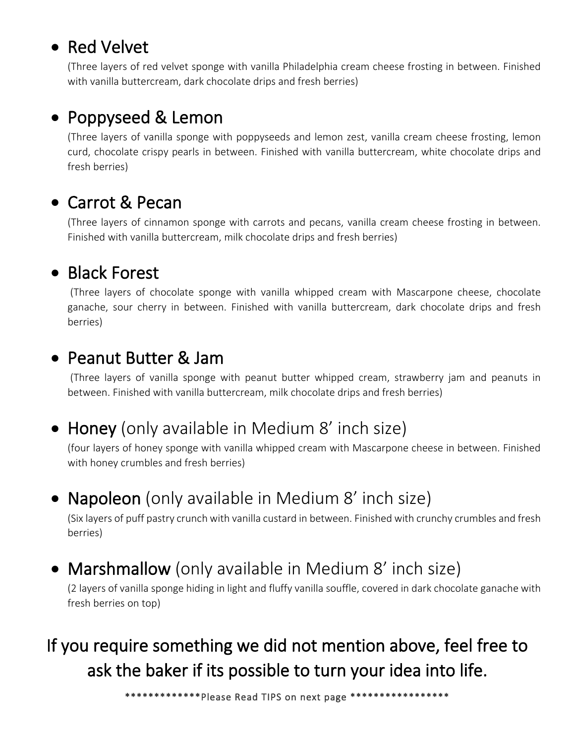- Red Velvet

  (Three layers of red velvet sponge with vanilla Philadelphia cream cheese frosting in between. Finished with vanilla buttercream, dark chocolate drips and fresh berries)

- Poppyseed & Lemon

  (Three layers of vanilla sponge with poppyseeds and lemon zest, vanilla cream cheese frosting, lemon curd, chocolate crispy pearls in between. Finished with vanilla buttercream, white chocolate drips and fresh berries)

- Carrot & Pecan

  (Three layers of cinnamon sponge with carrots and pecans, vanilla cream cheese frosting in between. Finished with vanilla buttercream, milk chocolate drips and fresh berries)

- Black Forest

  (Three layers of chocolate sponge with vanilla whipped cream with Mascarpone cheese, chocolate ganache, sour cherry in between. Finished with vanilla buttercream, dark chocolate drips and fresh berries)

- Peanut Butter & Jam

  (Three layers of vanilla sponge with peanut butter whipped cream, strawberry jam and peanuts in between. Finished with vanilla buttercream, milk chocolate drips and fresh berries)

- Honey (only available in Medium 8' inch size)

  (four layers of honey sponge with vanilla whipped cream with Mascarpone cheese in between. Finished with honey crumbles and fresh berries)

- Napoleon (only available in Medium 8' inch size)

  (Six layers of puff pastry crunch with vanilla custard in between. Finished with crunchy crumbles and fresh berries)

- Marshmallow (only available in Medium 8' inch size)

  (2 layers of vanilla sponge hiding in light and fluffy vanilla souffle, covered in dark chocolate ganache with fresh berries on top)

## If you require something we did not mention above, feel free to ask the baker if its possible to turn your idea into life.

*************Please Read TIPS on next page *****************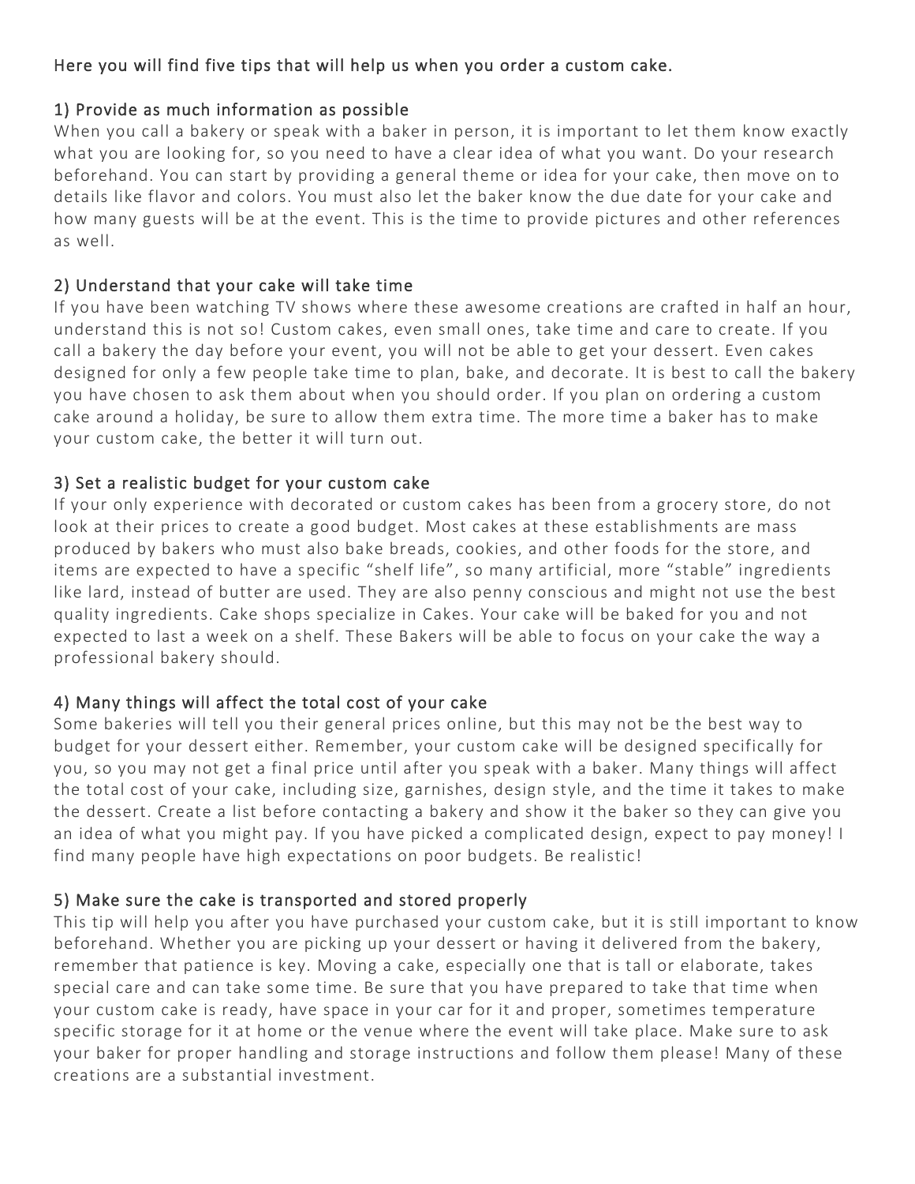Here you will find five tips that will help us when you order a custom cake.

## 1) Provide as much information as possible

When you call a bakery or speak with a baker in person, it is important to let them know exactly what you are looking for, so you need to have a clear idea of what you want. Do your research beforehand. You can start by providing a general theme or idea for your cake, then move on to details like flavor and colors. You must also let the baker know the due date for your cake and how many guests will be at the event. This is the time to provide pictures and other references as well.

## 2) Understand that your cake will take time

If you have been watching TV shows where these awesome creations are crafted in half an hour, understand this is not so! Custom cakes, even small ones, take time and care to create. If you call a bakery the day before your event, you will not be able to get your dessert. Even cakes designed for only a few people take time to plan, bake, and decorate. It is best to call the bakery you have chosen to ask them about when you should order. If you plan on ordering a custom cake around a holiday, be sure to allow them extra time. The more time a baker has to make your custom cake, the better it will turn out.

## 3) Set a realistic budget for your custom cake

If your only experience with decorated or custom cakes has been from a grocery store, do not look at their prices to create a good budget. Most cakes at these establishments are mass produced by bakers who must also bake breads, cookies, and other foods for the store, and items are expected to have a specific "shelf life", so many artificial, more "stable" ingredients like lard, instead of butter are used. They are also penny conscious and might not use the best quality ingredients. Cake shops specialize in Cakes. Your cake will be baked for you and not expected to last a week on a shelf. These Bakers will be able to focus on your cake the way a professional bakery should.

## 4) Many things will affect the total cost of your cake

Some bakeries will tell you their general prices online, but this may not be the best way to budget for your dessert either. Remember, your custom cake will be designed specifically for you, so you may not get a final price until after you speak with a baker. Many things will affect the total cost of your cake, including size, garnishes, design style, and the time it takes to make the dessert. Create a list before contacting a bakery and show it the baker so they can give you an idea of what you might pay. If you have picked a complicated design, expect to pay money! I find many people have high expectations on poor budgets. Be realistic!

## 5) Make sure the cake is transported and stored properly

This tip will help you after you have purchased your custom cake, but it is still important to know beforehand. Whether you are picking up your dessert or having it delivered from the bakery, remember that patience is key. Moving a cake, especially one that is tall or elaborate, takes special care and can take some time. Be sure that you have prepared to take that time when your custom cake is ready, have space in your car for it and proper, sometimes temperature specific storage for it at home or the venue where the event will take place. Make sure to ask your baker for proper handling and storage instructions and follow them please! Many of these creations are a substantial investment.